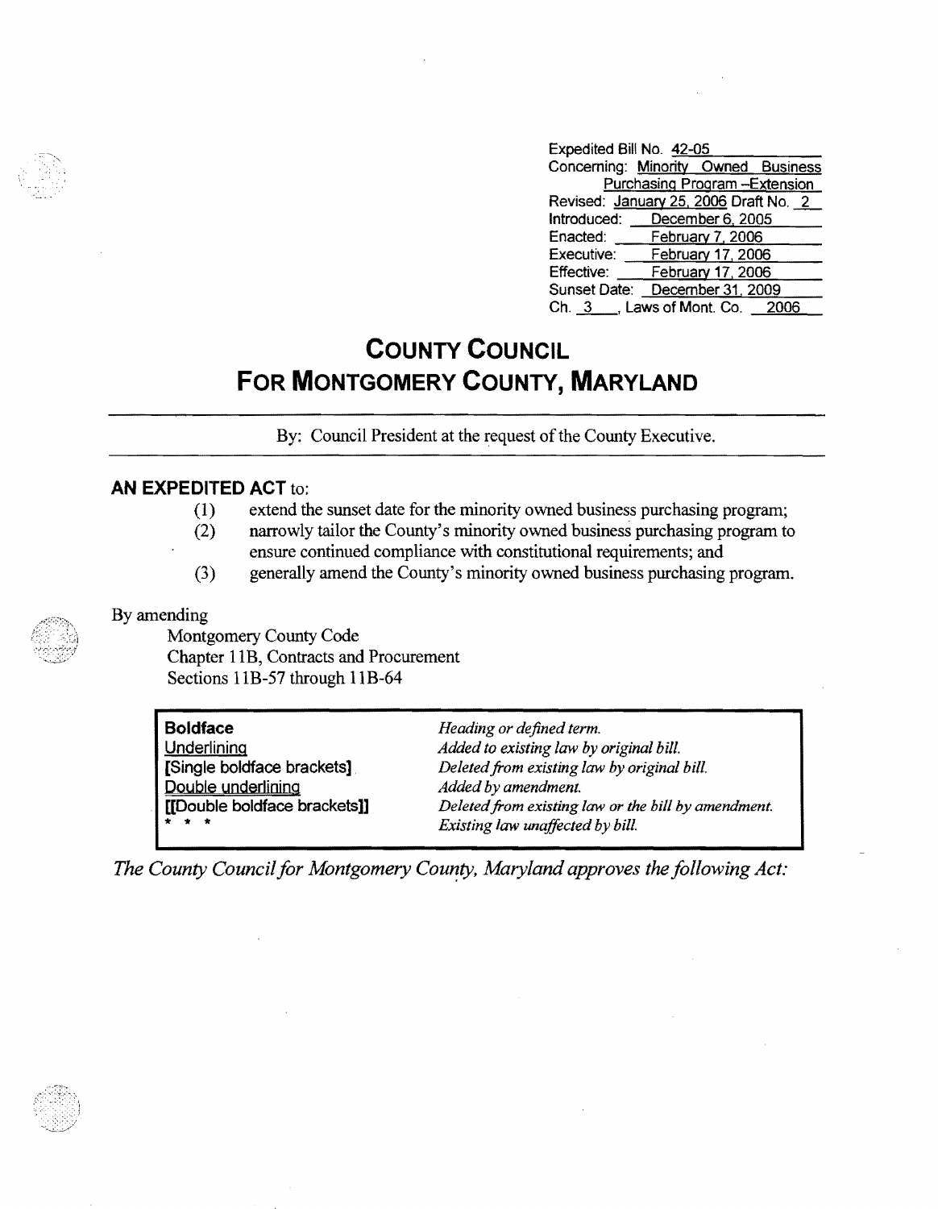Expedited Bill No. 42-05
Concerning: Minority Owned Business Purchasing Program –Extension
Revised: January 25, 2006 Draft No. 2
Introduced: December 6, 2005
Enacted: February 7, 2006
Executive: February 17, 2006
Effective: February 17, 2006
Sunset Date: December 31, 2009
Ch. 3 , Laws of Mont. Co. 2006

# COUNTY COUNCIL
# FOR MONTGOMERY COUNTY, MARYLAND

By: Council President at the request of the County Executive.

**AN EXPEDITED ACT** to:

(1) extend the sunset date for the minority owned business purchasing program;
(2) narrowly tailor the County's minority owned business purchasing program to ensure continued compliance with constitutional requirements; and
(3) generally amend the County's minority owned business purchasing program.

By amending

Montgomery County Code
Chapter 11B, Contracts and Procurement
Sections 11B-57 through 11B-64

| | |
|---|---|
| **Boldface** | *Heading or defined term.* |
| Underlining | *Added to existing law by original bill.* |
| **[Single boldface brackets]** | *Deleted from existing law by original bill.* |
| Double underlining | *Added by amendment.* |
| **[[Double boldface brackets]]** | *Deleted from existing law or the bill by amendment.* |
| * * * | *Existing law unaffected by bill.* |

*The County Council for Montgomery County, Maryland approves the following Act:*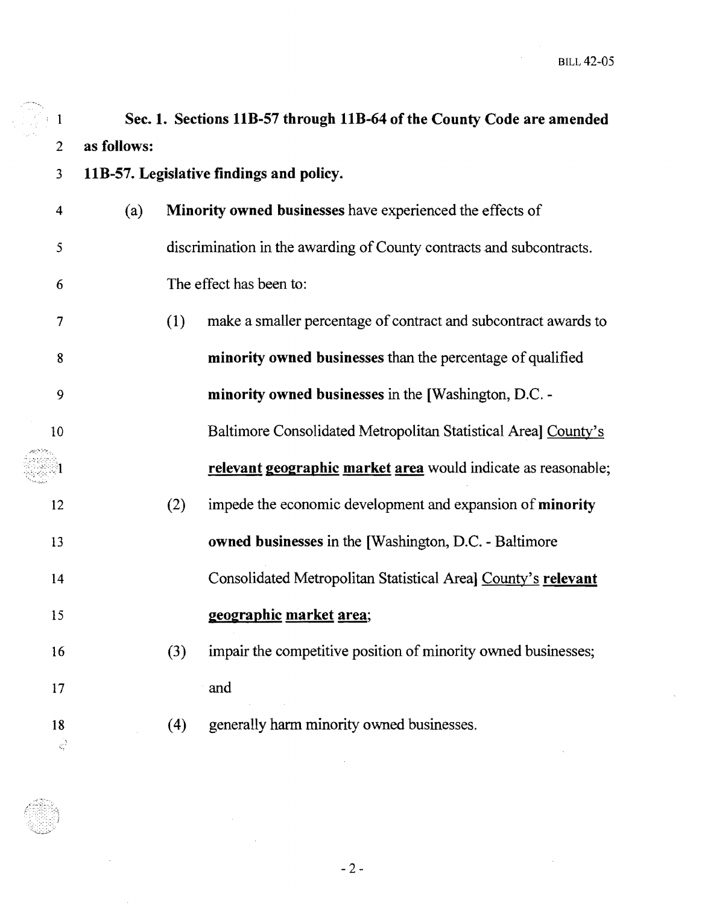**Sec. 1. Sections 11B-57 through 11B-64 of the County Code are amended as follows:**

**11B-57. Legislative findings and policy.**

(a) **Minority owned businesses** have experienced the effects of discrimination in the awarding of County contracts and subcontracts. The effect has been to:

(1) make a smaller percentage of contract and subcontract awards to **minority owned businesses** than the percentage of qualified **minority owned businesses** in the [Washington, D.C. - Baltimore Consolidated Metropolitan Statistical Area] <u>County's</u> **<u>relevant</u> <u>geographic</u> <u>market</u> <u>area</u>** would indicate as reasonable;

(2) impede the economic development and expansion of **minority owned businesses** in the [Washington, D.C. - Baltimore Consolidated Metropolitan Statistical Area] <u>County's</u> **<u>relevant</u> <u>geographic</u> <u>market</u> <u>area</u>**;

(3) impair the competitive position of minority owned businesses; and

(4) generally harm minority owned businesses.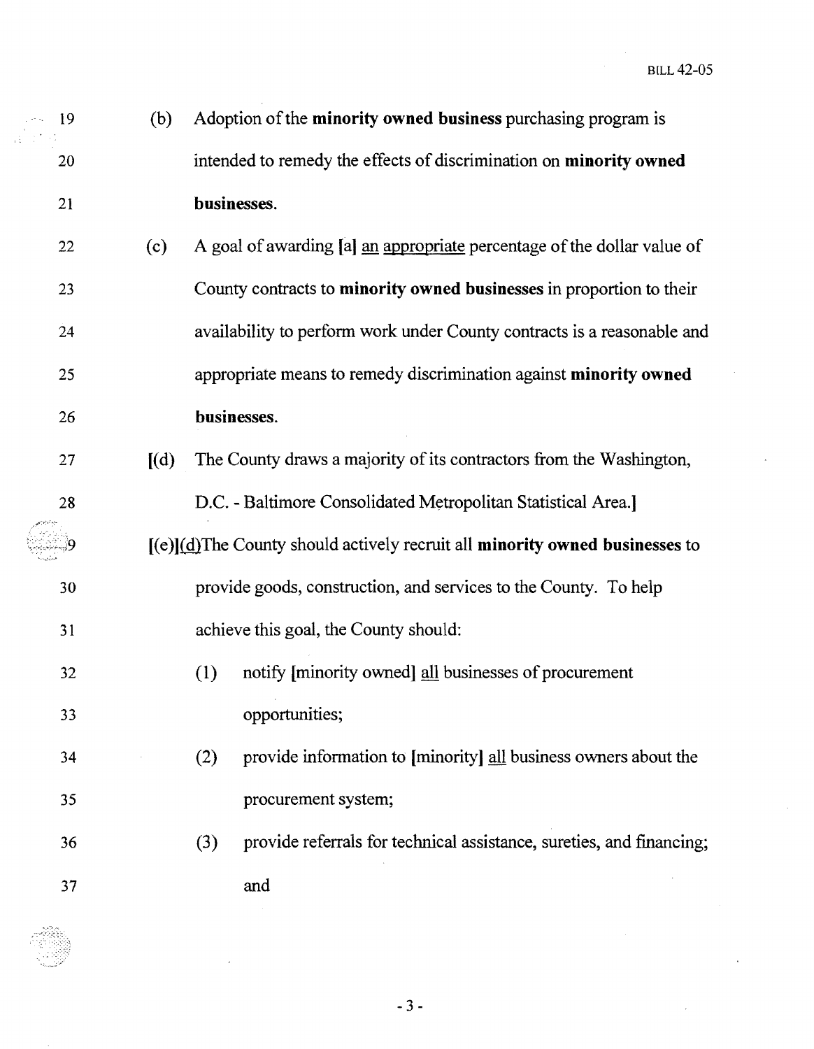19 (b) Adoption of the **minority owned business** purchasing program is

20 intended to remedy the effects of discrimination on **minority owned**

21 **businesses.**

22 (c) A goal of awarding [a] <u>an appropriate</u> percentage of the dollar value of

23 County contracts to **minority owned businesses** in proportion to their

24 availability to perform work under County contracts is a reasonable and

25 appropriate means to remedy discrimination against **minority owned**

26 **businesses.**

27 [(d) The County draws a majority of its contractors from the Washington,

28 D.C. - Baltimore Consolidated Metropolitan Statistical Area.]

29 [(e)]<u>(d)</u>The County should actively recruit all **minority owned businesses** to

30 provide goods, construction, and services to the County. To help

31 achieve this goal, the County should:

32 (1) notify [minority owned] <u>all</u> businesses of procurement

33 opportunities;

34 (2) provide information to [minority] <u>all</u> business owners about the

35 procurement system;

36 (3) provide referrals for technical assistance, sureties, and financing;

37 and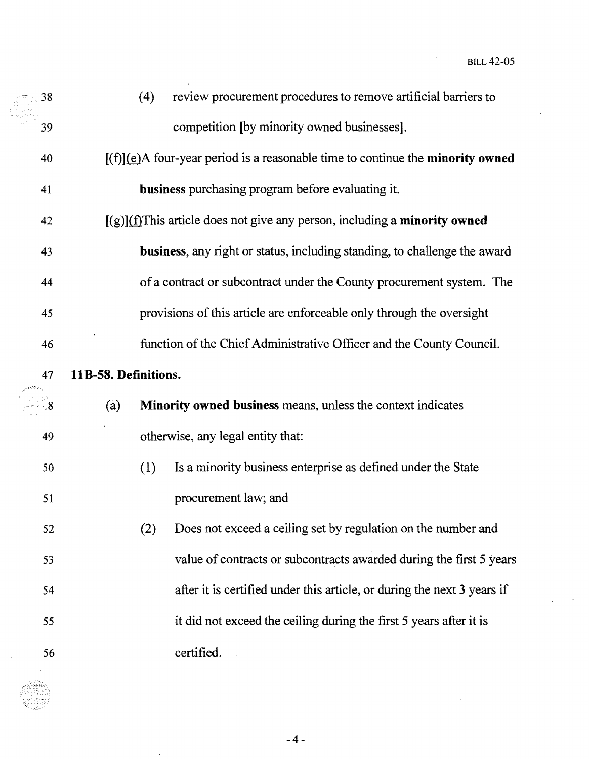(4) review procurement procedures to remove artificial barriers to competition [by minority owned businesses].

[(f)](e)A four-year period is a reasonable time to continue the **minority owned business** purchasing program before evaluating it.

[(g)](f)This article does not give any person, including a **minority owned business**, any right or status, including standing, to challenge the award of a contract or subcontract under the County procurement system. The provisions of this article are enforceable only through the oversight function of the Chief Administrative Officer and the County Council.

**11B-58. Definitions.**

(a) **Minority owned business** means, unless the context indicates otherwise, any legal entity that:

(1) Is a minority business enterprise as defined under the State procurement law; and

(2) Does not exceed a ceiling set by regulation on the number and value of contracts or subcontracts awarded during the first 5 years after it is certified under this article, or during the next 3 years if it did not exceed the ceiling during the first 5 years after it is certified.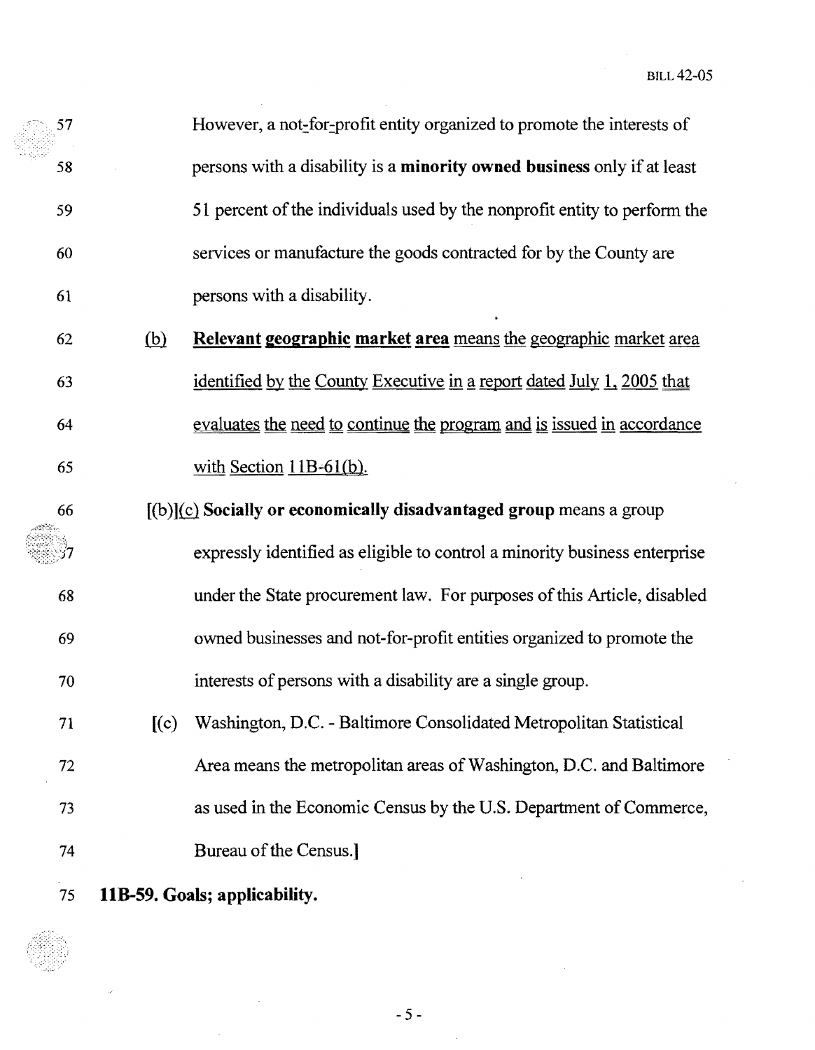However, a not-for-profit entity organized to promote the interests of persons with a disability is a **minority owned business** only if at least 51 percent of the individuals used by the nonprofit entity to perform the services or manufacture the goods contracted for by the County are persons with a disability.

(b) **Relevant geographic market area** means the geographic market area identified by the County Executive in a report dated July 1, 2005 that evaluates the need to continue the program and is issued in accordance with Section 11B-61(b).

[(b)](c) **Socially or economically disadvantaged group** means a group expressly identified as eligible to control a minority business enterprise under the State procurement law. For purposes of this Article, disabled owned businesses and not-for-profit entities organized to promote the interests of persons with a disability are a single group.

[(c) Washington, D.C. - Baltimore Consolidated Metropolitan Statistical Area means the metropolitan areas of Washington, D.C. and Baltimore as used in the Economic Census by the U.S. Department of Commerce, Bureau of the Census.]

**11B-59. Goals; applicability.**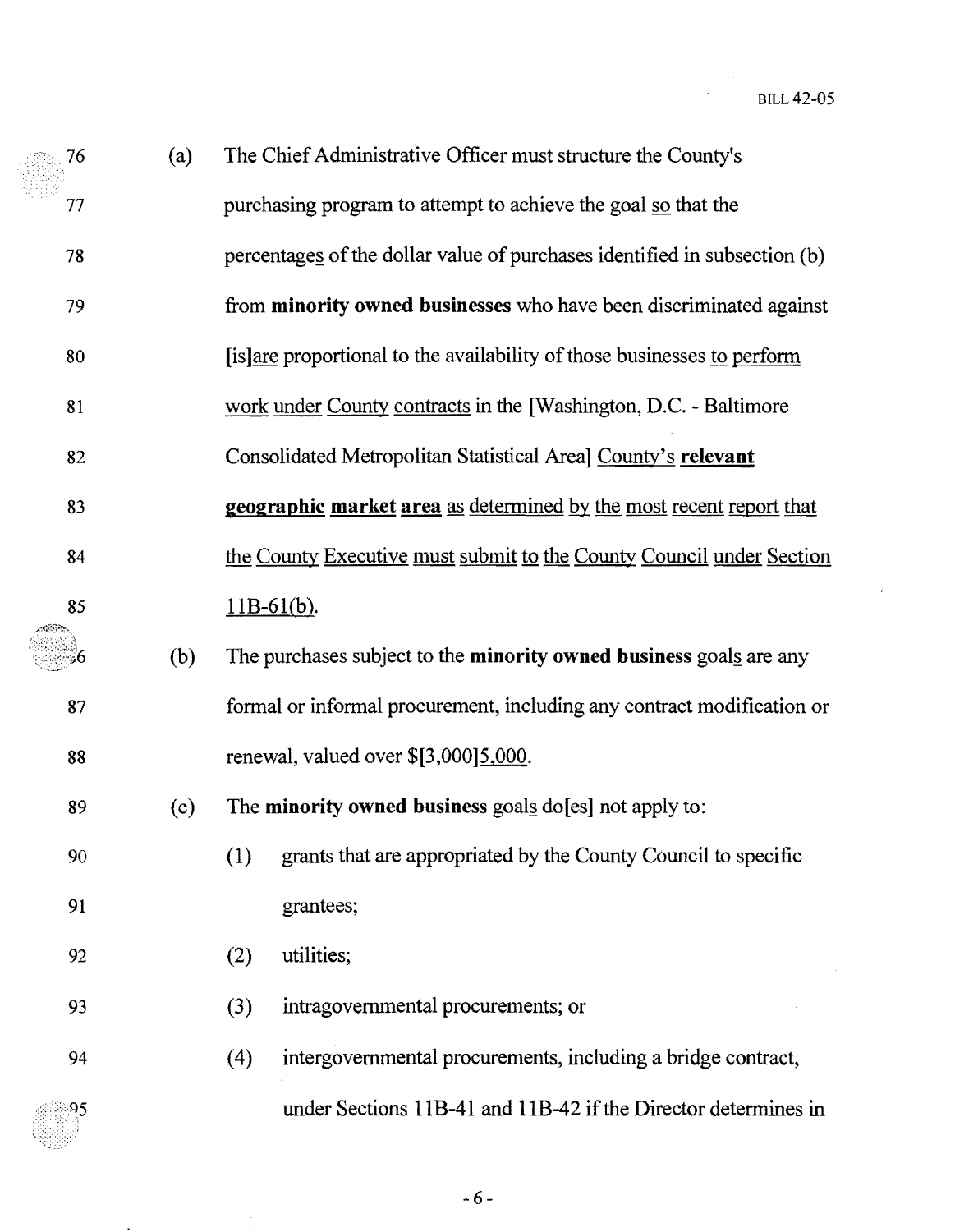76 (a) The Chief Administrative Officer must structure the County's
77 purchasing program to attempt to achieve the goal so that the
78 percentages of the dollar value of purchases identified in subsection (b)
79 from **minority owned businesses** who have been discriminated against
80 [is]are proportional to the availability of those businesses to perform
81 work under County contracts in the [Washington, D.C. - Baltimore
82 Consolidated Metropolitan Statistical Area] County's **relevant**
83 **geographic market area** as determined by the most recent report that
84 the County Executive must submit to the County Council under Section
85 11B-61(b).

86 (b) The purchases subject to the **minority owned business** goals are any
87 formal or informal procurement, including any contract modification or
88 renewal, valued over $[3,000]5,000.

89 (c) The **minority owned business** goals do[es] not apply to:

90 (1) grants that are appropriated by the County Council to specific
91 grantees;

92 (2) utilities;

93 (3) intragovernmental procurements; or

94 (4) intergovernmental procurements, including a bridge contract,
95 under Sections 11B-41 and 11B-42 if the Director determines in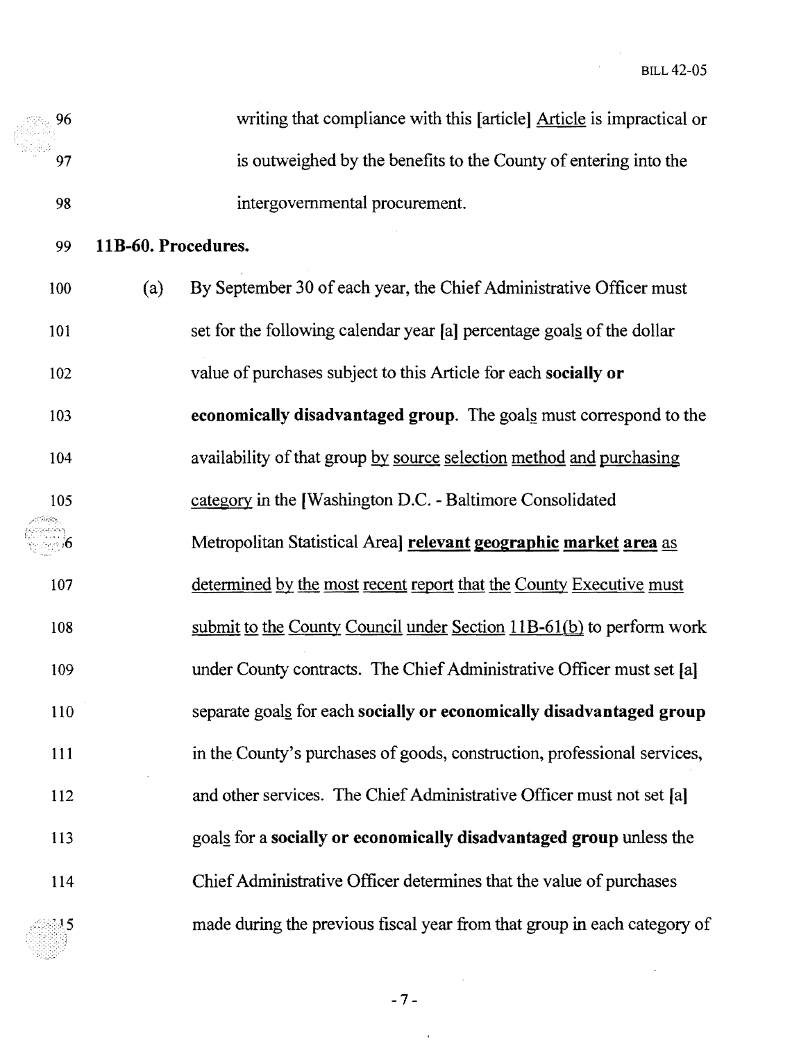writing that compliance with this [article] Article is impractical or is outweighed by the benefits to the County of entering into the intergovernmental procurement.

**11B-60. Procedures.**

(a) By September 30 of each year, the Chief Administrative Officer must set for the following calendar year [a] percentage goals of the dollar value of purchases subject to this Article for each **socially or economically disadvantaged group**. The goals must correspond to the availability of that group by source selection method and purchasing category in the [Washington D.C. - Baltimore Consolidated Metropolitan Statistical Area] **relevant geographic market area** as determined by the most recent report that the County Executive must submit to the County Council under Section 11B-61(b) to perform work under County contracts. The Chief Administrative Officer must set [a] separate goals for each **socially or economically disadvantaged group** in the County's purchases of goods, construction, professional services, and other services. The Chief Administrative Officer must not set [a] goals for a **socially or economically disadvantaged group** unless the Chief Administrative Officer determines that the value of purchases made during the previous fiscal year from that group in each category of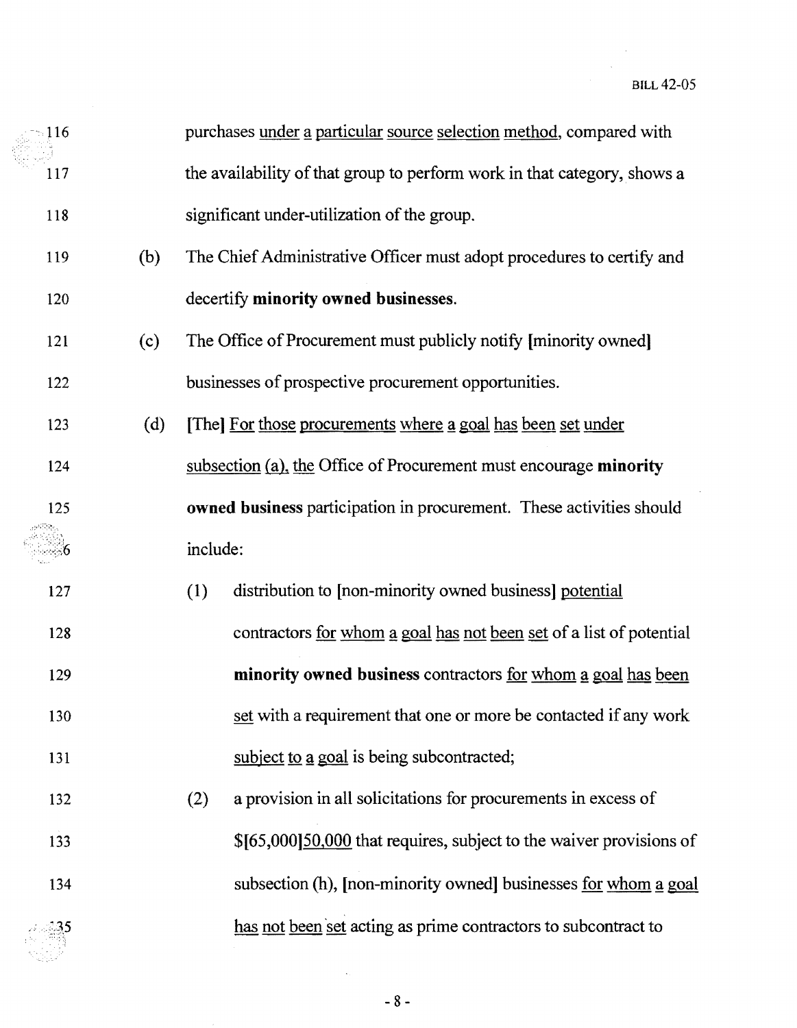purchases under a particular source selection method, compared with the availability of that group to perform work in that category, shows a significant under-utilization of the group.

(b) The Chief Administrative Officer must adopt procedures to certify and decertify **minority owned businesses**.

(c) The Office of Procurement must publicly notify [minority owned] businesses of prospective procurement opportunities.

(d) [The] For those procurements where a goal has been set under subsection (a), the Office of Procurement must encourage **minority owned business** participation in procurement. These activities should include:

(1) distribution to [non-minority owned business] potential contractors for whom a goal has not been set of a list of potential **minority owned business** contractors for whom a goal has been set with a requirement that one or more be contacted if any work subject to a goal is being subcontracted;

(2) a provision in all solicitations for procurements in excess of $[65,000]50,000 that requires, subject to the waiver provisions of subsection (h), [non-minority owned] businesses for whom a goal has not been set acting as prime contractors to subcontract to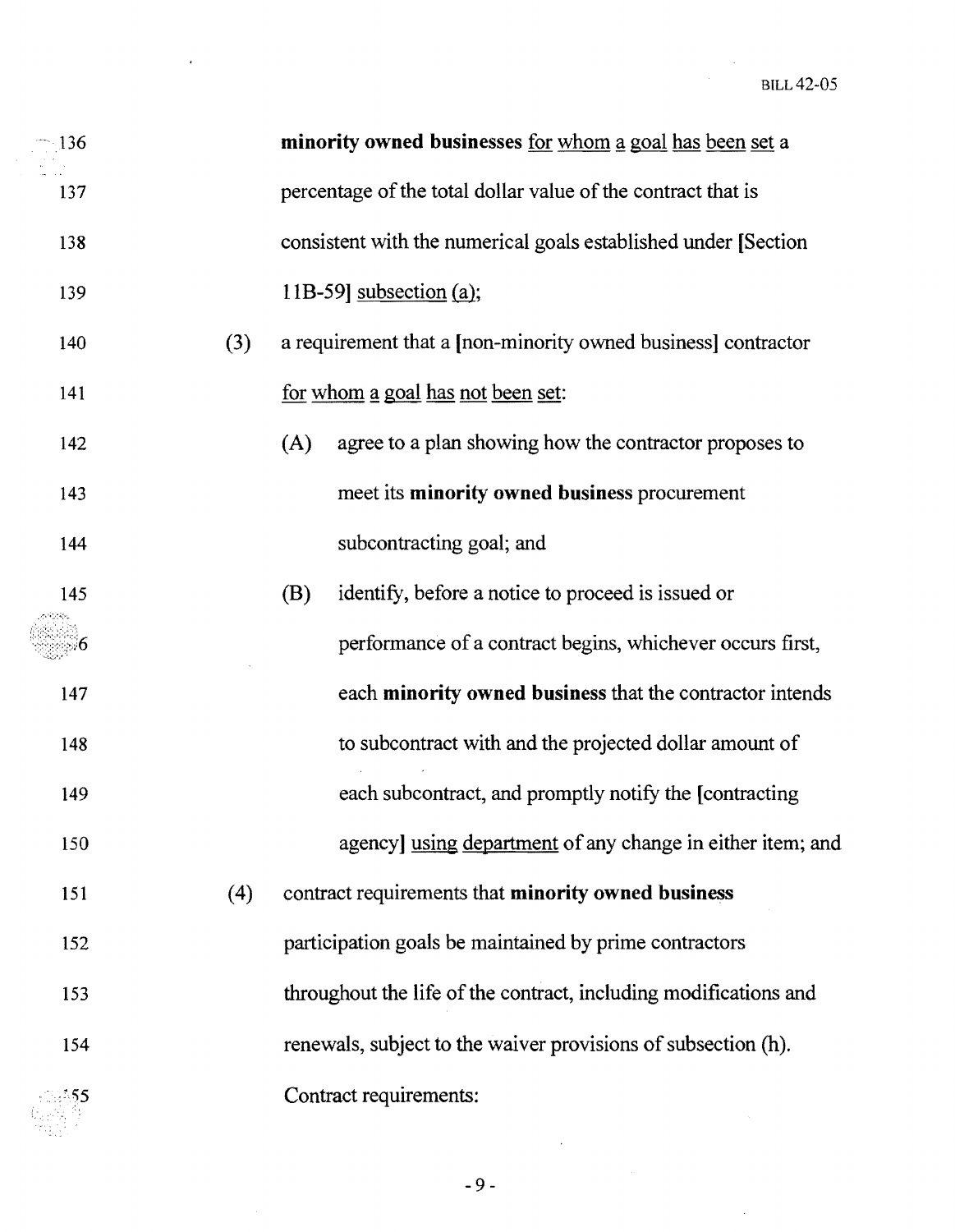136 **minority owned businesses** for whom a goal has been set a
137 percentage of the total dollar value of the contract that is
138 consistent with the numerical goals established under [Section
139 11B-59] subsection (a);
140 (3) a requirement that a [non-minority owned business] contractor
141 for whom a goal has not been set:
142 (A) agree to a plan showing how the contractor proposes to
143 meet its **minority owned business** procurement
144 subcontracting goal; and
145 (B) identify, before a notice to proceed is issued or
146 performance of a contract begins, whichever occurs first,
147 each **minority owned business** that the contractor intends
148 to subcontract with and the projected dollar amount of
149 each subcontract, and promptly notify the [contracting
150 agency] using department of any change in either item; and
151 (4) contract requirements that **minority owned business**
152 participation goals be maintained by prime contractors
153 throughout the life of the contract, including modifications and
154 renewals, subject to the waiver provisions of subsection (h).
155 Contract requirements: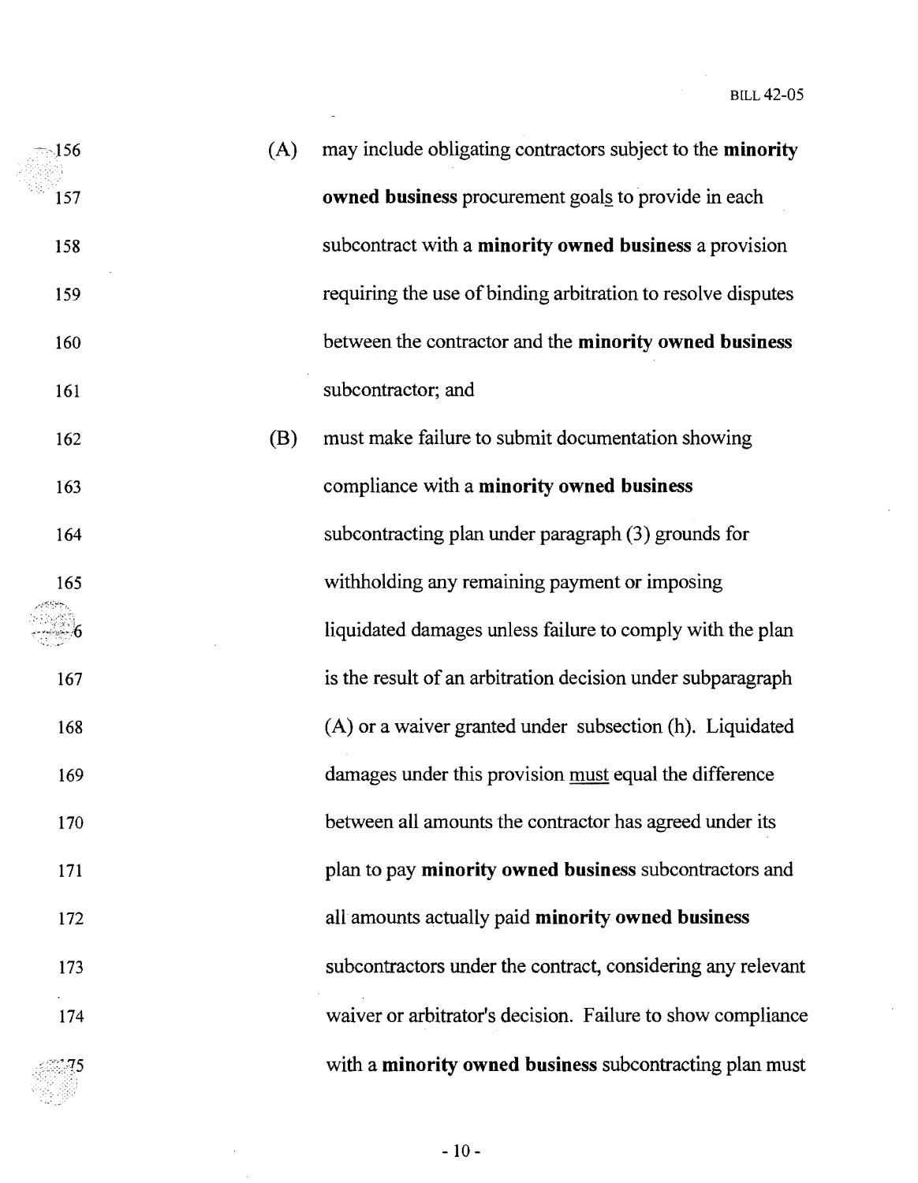(A) may include obligating contractors subject to the **minority owned business** procurement goals to provide in each subcontract with a **minority owned business** a provision requiring the use of binding arbitration to resolve disputes between the contractor and the **minority owned business** subcontractor; and

(B) must make failure to submit documentation showing compliance with a **minority owned business** subcontracting plan under paragraph (3) grounds for withholding any remaining payment or imposing liquidated damages unless failure to comply with the plan is the result of an arbitration decision under subparagraph (A) or a waiver granted under subsection (h). Liquidated damages under this provision must equal the difference between all amounts the contractor has agreed under its plan to pay **minority owned business** subcontractors and all amounts actually paid **minority owned business** subcontractors under the contract, considering any relevant waiver or arbitrator's decision. Failure to show compliance with a **minority owned business** subcontracting plan must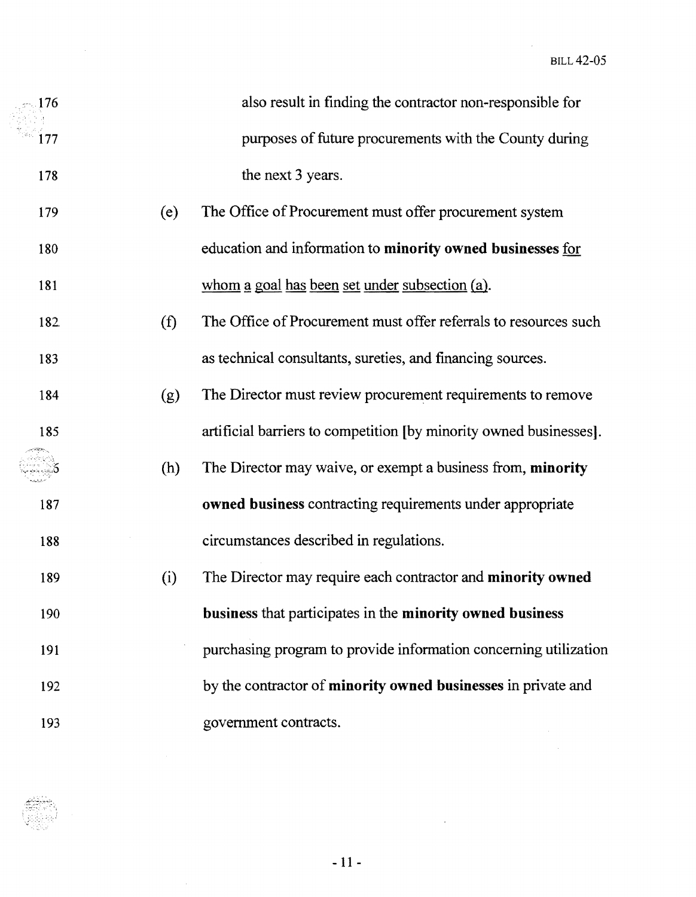also result in finding the contractor non-responsible for purposes of future procurements with the County during the next 3 years.

(e) The Office of Procurement must offer procurement system education and information to **minority owned businesses** <u>for whom a goal has been set under subsection (a)</u>.

(f) The Office of Procurement must offer referrals to resources such as technical consultants, sureties, and financing sources.

(g) The Director must review procurement requirements to remove artificial barriers to competition [by minority owned businesses].

(h) The Director may waive, or exempt a business from, **minority owned business** contracting requirements under appropriate circumstances described in regulations.

(i) The Director may require each contractor and **minority owned business** that participates in the **minority owned business** purchasing program to provide information concerning utilization by the contractor of **minority owned businesses** in private and government contracts.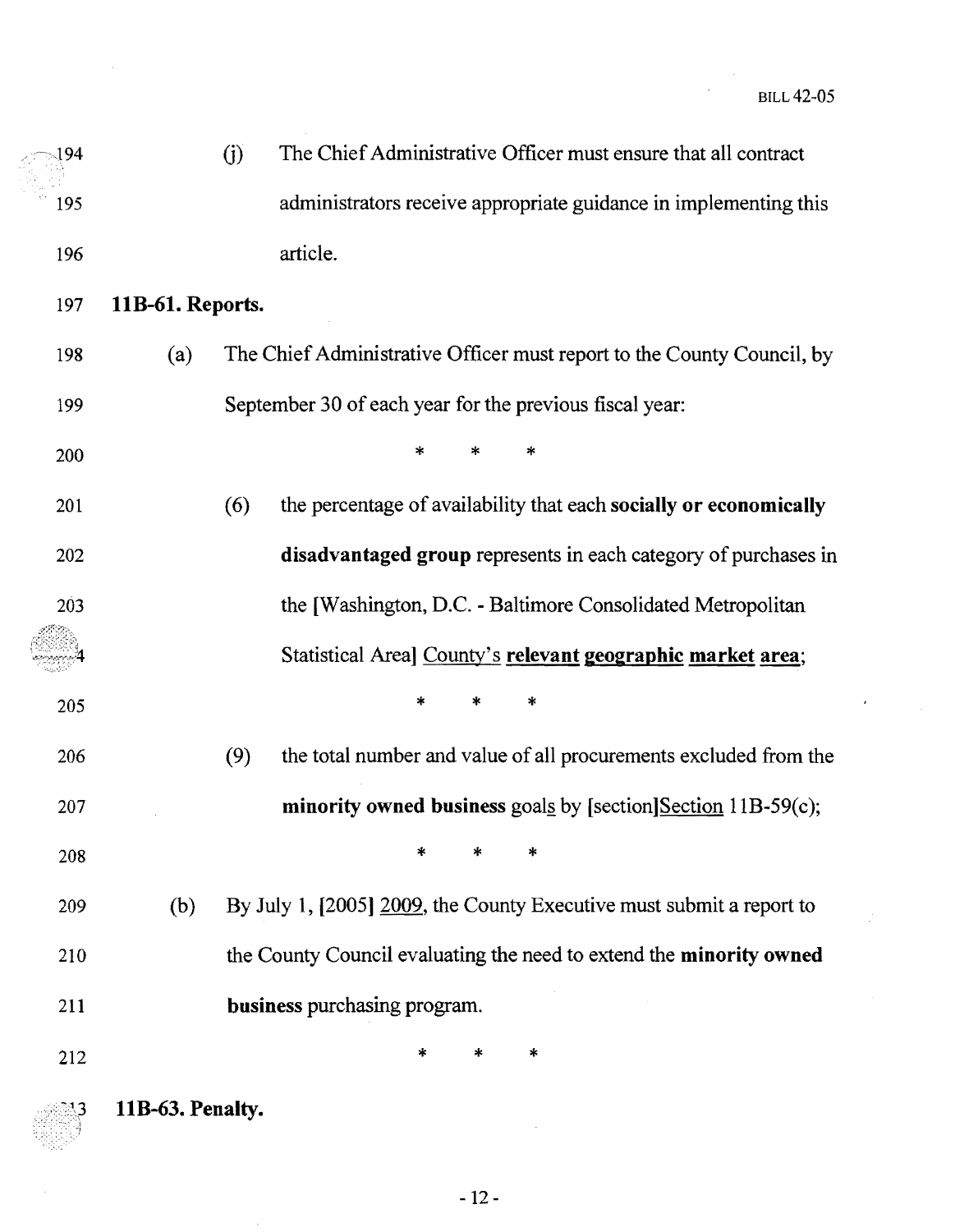194 (j) The Chief Administrative Officer must ensure that all contract
195 administrators receive appropriate guidance in implementing this
196 article.

197 **11B-61. Reports.**

198 (a) The Chief Administrative Officer must report to the County Council, by
199 September 30 of each year for the previous fiscal year:

200 \* \* \*

201 (6) the percentage of availability that each **socially or economically**
202 **disadvantaged group** represents in each category of purchases in
203 the [Washington, D.C. - Baltimore Consolidated Metropolitan
204 Statistical Area] <u>County's</u> **<u>relevant geographic market area</u>**;

205 \* \* \*

206 (9) the total number and value of all procurements excluded from the
207 **minority owned business** goal<u>s</u> by [section]<u>Section</u> 11B-59(c);

208 \* \* \*

209 (b) By July 1, [2005] <u>2009</u>, the County Executive must submit a report to
210 the County Council evaluating the need to extend the **minority owned**
211 **business** purchasing program.

212 \* \* \*

213 **11B-63. Penalty.**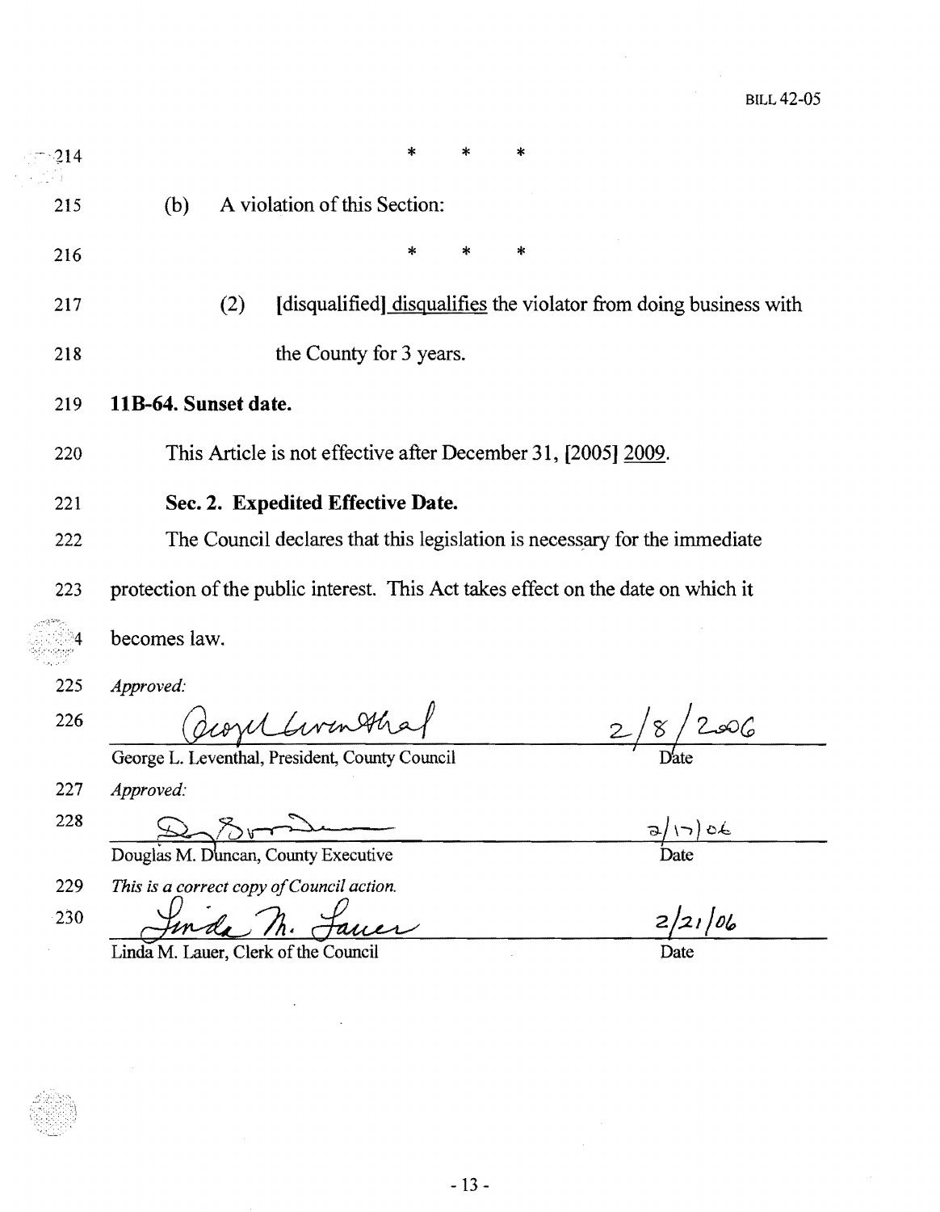214 * * *

215 (b) A violation of this Section:

216 * * *

217 (2) [disqualified] <u>disqualifies</u> the violator from doing business with

218 the County for 3 years.

219 **11B-64. Sunset date.**

220 This Article is not effective after December 31, [2005] <u>2009</u>.

221 **Sec. 2. Expedited Effective Date.**

222 The Council declares that this legislation is necessary for the immediate

223 protection of the public interest. This Act takes effect on the date on which it

224 becomes law.

225 *Approved:*

226 George L. Leventhal, President, County Council — Date: 2/8/2006

227 *Approved:*

228 Douglas M. Duncan, County Executive — Date: 2/17/06

229 *This is a correct copy of Council action.*

230 Linda M. Lauer, Clerk of the Council — Date: 2/21/06